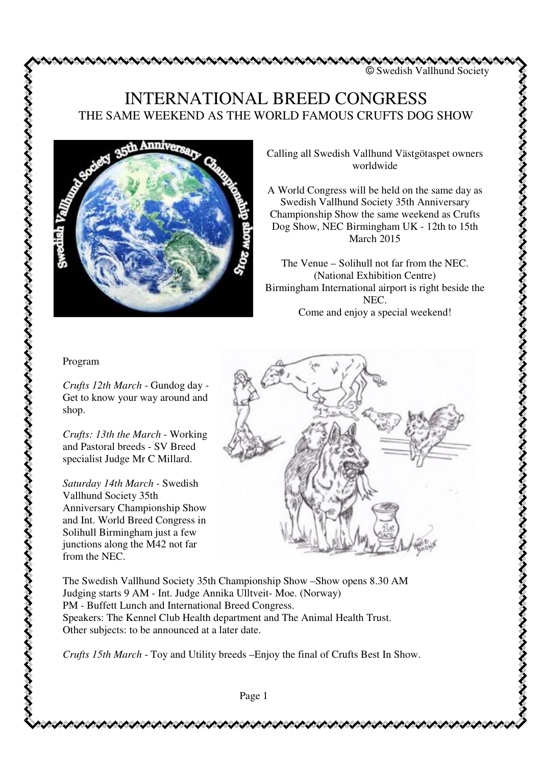© Swedish Vallhund Society

# INTERNATIONAL BREED CONGRESS

## THE SAME WEEKEND AS THE WORLD FAMOUS CRUFTS DOG SHOW

Calling all Swedish Vallhund Västgötaspet owners worldwide

A World Congress will be held on the same day as Swedish Vallhund Society 35th Anniversary Championship Show the same weekend as Crufts Dog Show, NEC Birmingham UK - 12th to 15th March 2015

The Venue – Solihull not far from the NEC. (National Exhibition Centre) Birmingham International airport is right beside the NEC. Come and enjoy a special weekend!

Program

*Crufts 12th March* - Gundog day - Get to know your way around and shop.

*Crufts: 13th the March* - Working and Pastoral breeds - SV Breed specialist Judge Mr C Millard.

*Saturday 14th March* - Swedish Vallhund Society 35th Anniversary Championship Show and Int. World Breed Congress in Solihull Birmingham just a few junctions along the M42 not far from the NEC.

The Swedish Vallhund Society 35th Championship Show –Show opens 8.30 AM
Judging starts 9 AM - Int. Judge Annika Ulltveit- Moe. (Norway)
PM - Buffett Lunch and International Breed Congress.
Speakers: The Kennel Club Health department and The Animal Health Trust.
Other subjects: to be announced at a later date.

*Crufts 15th March* - Toy and Utility breeds –Enjoy the final of Crufts Best In Show.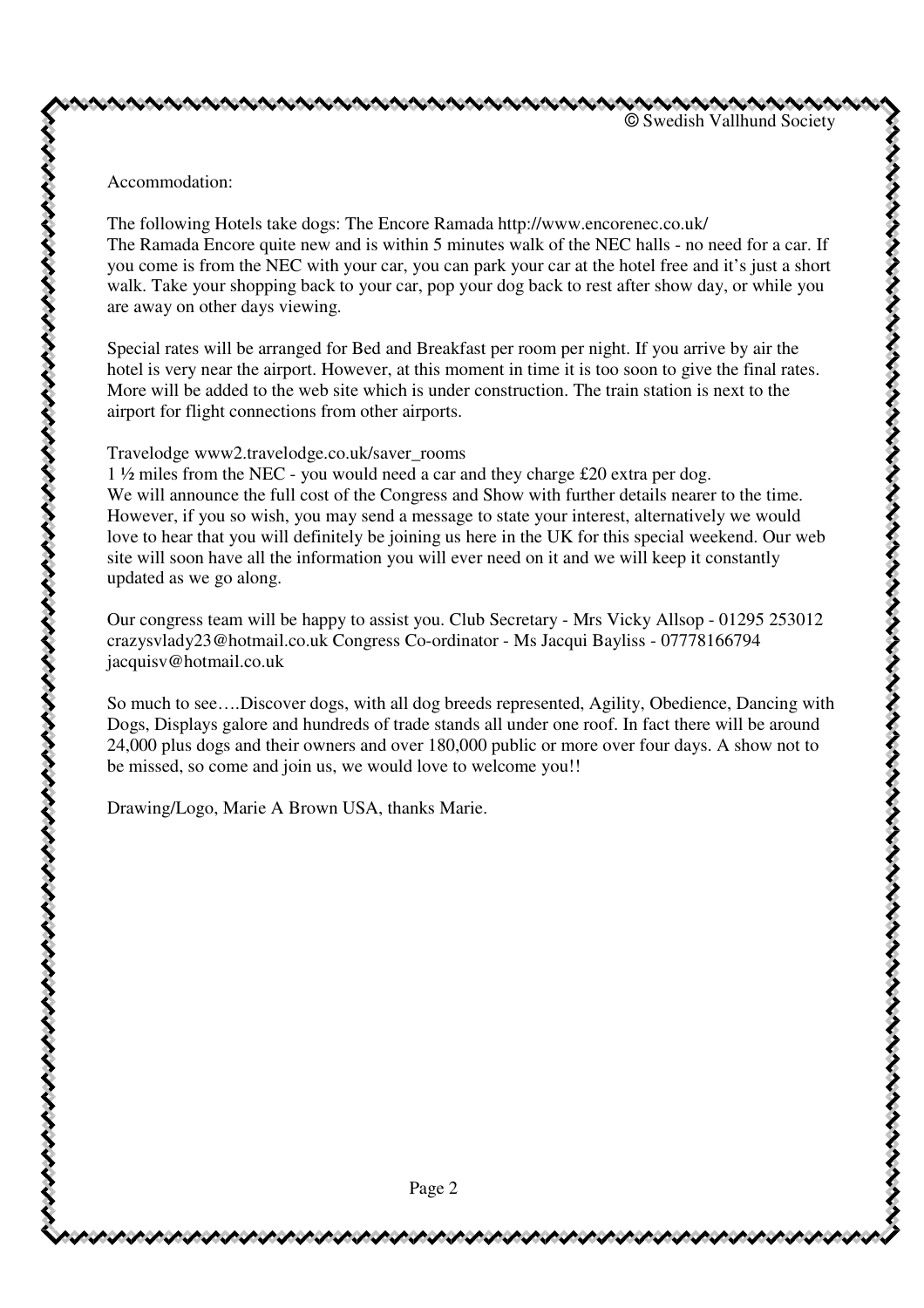Accommodation:

The following Hotels take dogs: The Encore Ramada http://www.encorenec.co.uk/
The Ramada Encore quite new and is within 5 minutes walk of the NEC halls - no need for a car. If you come is from the NEC with your car, you can park your car at the hotel free and it's just a short walk. Take your shopping back to your car, pop your dog back to rest after show day, or while you are away on other days viewing.

Special rates will be arranged for Bed and Breakfast per room per night. If you arrive by air the hotel is very near the airport. However, at this moment in time it is too soon to give the final rates. More will be added to the web site which is under construction. The train station is next to the airport for flight connections from other airports.

Travelodge www2.travelodge.co.uk/saver_rooms
1 ½ miles from the NEC - you would need a car and they charge £20 extra per dog.
We will announce the full cost of the Congress and Show with further details nearer to the time. However, if you so wish, you may send a message to state your interest, alternatively we would love to hear that you will definitely be joining us here in the UK for this special weekend. Our web site will soon have all the information you will ever need on it and we will keep it constantly updated as we go along.

Our congress team will be happy to assist you. Club Secretary - Mrs Vicky Allsop - 01295 253012 crazysvlady23@hotmail.co.uk Congress Co-ordinator - Ms Jacqui Bayliss - 07778166794 jacquisv@hotmail.co.uk

So much to see….Discover dogs, with all dog breeds represented, Agility, Obedience, Dancing with Dogs, Displays galore and hundreds of trade stands all under one roof. In fact there will be around 24,000 plus dogs and their owners and over 180,000 public or more over four days. A show not to be missed, so come and join us, we would love to welcome you!!

Drawing/Logo, Marie A Brown USA, thanks Marie.